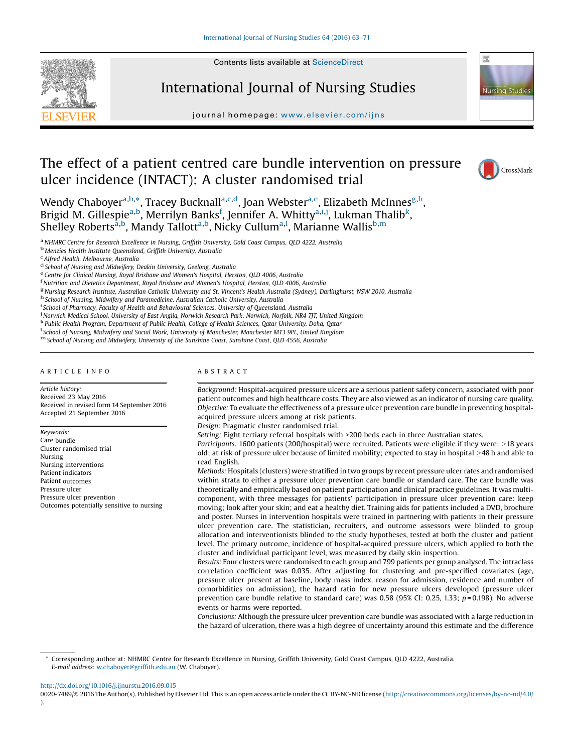# The effect of a patient centred care bundle intervention on pressure ulcer incidence (INTACT): A cluster randomised trial

Wendy Chaboyer[a,b,*], Tracey Bucknall[a,c,d], Joan Webster[a,e], Elizabeth McInnes[g,h], Brigid M. Gillespie[a,b], Merrilyn Banks[f], Jennifer A. Whitty[a,i,j], Lukman Thalib[k], Shelley Roberts[a,b], Mandy Tallott[a,b], Nicky Cullum[a,l], Marianne Wallis[b,m]

[a] NHMRC Centre for Research Excellence in Nursing, Griffith University, Gold Coast Campus, QLD 4222, Australia
[b] Menzies Health Institute Queensland, Griffith University, Australia
[c] Alfred Health, Melbourne, Australia
[d] School of Nursing and Midwifery, Deakin University, Geelong, Australia
[e] Centre for Clinical Nursing, Royal Brisbane and Women's Hospital, Herston, QLD 4006, Australia
[f] Nutrition and Dietetics Department, Royal Brisbane and Women's Hospital, Herston, QLD 4006, Australia
[g] Nursing Research Institute, Australian Catholic University and St. Vincent's Health Australia (Sydney), Darlinghurst, NSW 2010, Australia
[h] School of Nursing, Midwifery and Paramedicine, Australian Catholic University, Australia
[i] School of Pharmacy, Faculty of Health and Behavioural Sciences, University of Queensland, Australia
[j] Norwich Medical School, University of East Anglia, Norwich Research Park, Norwich, Norfolk, NR4 7JT, United Kingdom
[k] Public Health Program, Department of Public Health, College of Health Sciences, Qatar University, Doha, Qatar
[l] School of Nursing, Midwifery and Social Work, University of Manchester, Manchester M13 9PL, United Kingdom
[m] School of Nursing and Midwifery, University of the Sunshine Coast, Sunshine Coast, QLD 4556, Australia

## ARTICLE INFO

*Article history:*
Received 23 May 2016
Received in revised form 14 September 2016
Accepted 21 September 2016

*Keywords:*
Care bundle
Cluster randomised trial
Nursing
Nursing interventions
Patient indicators
Patient outcomes
Pressure ulcer
Pressure ulcer prevention
Outcomes potentially sensitive to nursing

## ABSTRACT

*Background:* Hospital-acquired pressure ulcers are a serious patient safety concern, associated with poor patient outcomes and high healthcare costs. They are also viewed as an indicator of nursing care quality.

*Objective:* To evaluate the effectiveness of a pressure ulcer prevention care bundle in preventing hospital-acquired pressure ulcers among at risk patients.

*Design:* Pragmatic cluster randomised trial.

*Setting:* Eight tertiary referral hospitals with >200 beds each in three Australian states.

*Participants:* 1600 patients (200/hospital) were recruited. Patients were eligible if they were: ≥18 years old; at risk of pressure ulcer because of limited mobility; expected to stay in hospital ≥48 h and able to read English.

*Methods:* Hospitals (clusters) were stratified in two groups by recent pressure ulcer rates and randomised within strata to either a pressure ulcer prevention care bundle or standard care. The care bundle was theoretically and empirically based on patient participation and clinical practice guidelines. It was multi-component, with three messages for patients' participation in pressure ulcer prevention care: keep moving; look after your skin; and eat a healthy diet. Training aids for patients included a DVD, brochure and poster. Nurses in intervention hospitals were trained in partnering with patients in their pressure ulcer prevention care. The statistician, recruiters, and outcome assessors were blinded to group allocation and interventionists blinded to the study hypotheses, tested at both the cluster and patient level. The primary outcome, incidence of hospital-acquired pressure ulcers, which applied to both the cluster and individual participant level, was measured by daily skin inspection.

*Results:* Four clusters were randomised to each group and 799 patients per group analysed. The intraclass correlation coefficient was 0.035. After adjusting for clustering and pre-specified covariates (age, pressure ulcer present at baseline, body mass index, reason for admission, residence and number of comorbidities on admission), the hazard ratio for new pressure ulcers developed (pressure ulcer prevention care bundle relative to standard care) was 0.58 (95% CI: 0.25, 1.33; $p = 0.198$). No adverse events or harms were reported.

*Conclusions:* Although the pressure ulcer prevention care bundle was associated with a large reduction in the hazard of ulceration, there was a high degree of uncertainty around this estimate and the difference

---

* Corresponding author at: NHMRC Centre for Research Excellence in Nursing, Griffith University, Gold Coast Campus, QLD 4222, Australia.
*E-mail address:* w.chaboyer@griffith.edu.au (W. Chaboyer).

http://dx.doi.org/10.1016/j.ijnurstu.2016.09.015
0020-7489/© 2016 The Author(s). Published by Elsevier Ltd. This is an open access article under the CC BY-NC-ND license (http://creativecommons.org/licenses/by-nc-nd/4.0/).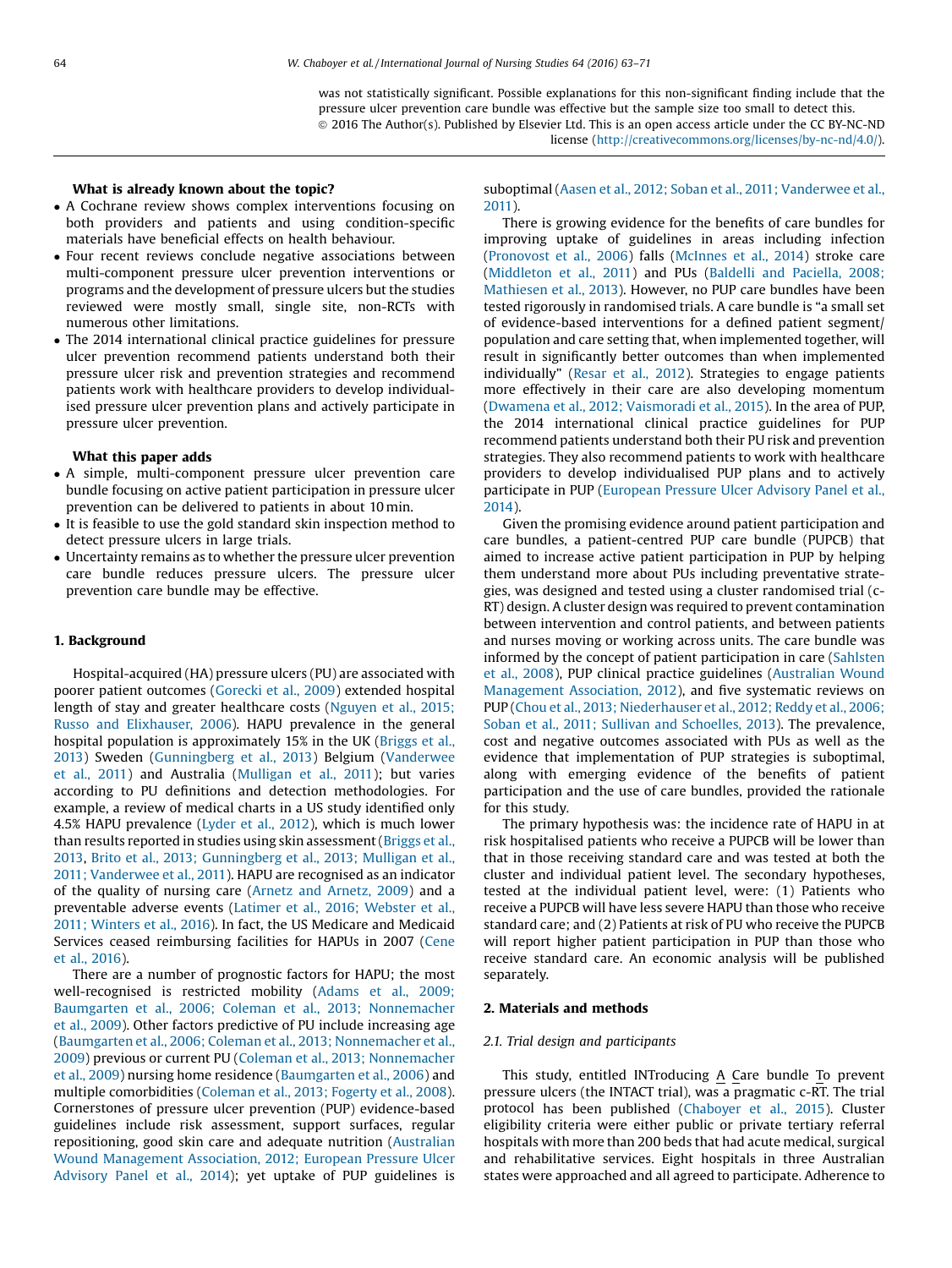was not statistically significant. Possible explanations for this non-significant finding include that the pressure ulcer prevention care bundle was effective but the sample size too small to detect this.

© 2016 The Author(s). Published by Elsevier Ltd. This is an open access article under the CC BY-NC-ND license (http://creativecommons.org/licenses/by-nc-nd/4.0/).

**What is already known about the topic?**

- A Cochrane review shows complex interventions focusing on both providers and patients and using condition-specific materials have beneficial effects on health behaviour.
- Four recent reviews conclude negative associations between multi-component pressure ulcer prevention interventions or programs and the development of pressure ulcers but the studies reviewed were mostly small, single site, non-RCTs with numerous other limitations.
- The 2014 international clinical practice guidelines for pressure ulcer prevention recommend patients understand both their pressure ulcer risk and prevention strategies and recommend patients work with healthcare providers to develop individualised pressure ulcer prevention plans and actively participate in pressure ulcer prevention.

**What this paper adds**

- A simple, multi-component pressure ulcer prevention care bundle focusing on active patient participation in pressure ulcer prevention can be delivered to patients in about 10 min.
- It is feasible to use the gold standard skin inspection method to detect pressure ulcers in large trials.
- Uncertainty remains as to whether the pressure ulcer prevention care bundle reduces pressure ulcers. The pressure ulcer prevention care bundle may be effective.

## 1. Background

Hospital-acquired (HA) pressure ulcers (PU) are associated with poorer patient outcomes (Gorecki et al., 2009) extended hospital length of stay and greater healthcare costs (Nguyen et al., 2015; Russo and Elixhauser, 2006). HAPU prevalence in the general hospital population is approximately 15% in the UK (Briggs et al., 2013) Sweden (Gunningberg et al., 2013) Belgium (Vanderwee et al., 2011) and Australia (Mulligan et al., 2011); but varies according to PU definitions and detection methodologies. For example, a review of medical charts in a US study identified only 4.5% HAPU prevalence (Lyder et al., 2012), which is much lower than results reported in studies using skin assessment (Briggs et al., 2013, Brito et al., 2013; Gunningberg et al., 2013; Mulligan et al., 2011; Vanderwee et al., 2011). HAPU are recognised as an indicator of the quality of nursing care (Arnetz and Arnetz, 2009) and a preventable adverse events (Latimer et al., 2016; Webster et al., 2011; Winters et al., 2016). In fact, the US Medicare and Medicaid Services ceased reimbursing facilities for HAPUs in 2007 (Cene et al., 2016).

There are a number of prognostic factors for HAPU; the most well-recognised is restricted mobility (Adams et al., 2009; Baumgarten et al., 2006; Coleman et al., 2013; Nonnemacher et al., 2009). Other factors predictive of PU include increasing age (Baumgarten et al., 2006; Coleman et al., 2013; Nonnemacher et al., 2009) previous or current PU (Coleman et al., 2013; Nonnemacher et al., 2009) nursing home residence (Baumgarten et al., 2006) and multiple comorbidities (Coleman et al., 2013; Fogerty et al., 2008). Cornerstones of pressure ulcer prevention (PUP) evidence-based guidelines include risk assessment, support surfaces, regular repositioning, good skin care and adequate nutrition (Australian Wound Management Association, 2012; European Pressure Ulcer Advisory Panel et al., 2014); yet uptake of PUP guidelines is suboptimal (Aasen et al., 2012; Soban et al., 2011; Vanderwee et al., 2011).

There is growing evidence for the benefits of care bundles for improving uptake of guidelines in areas including infection (Pronovost et al., 2006) falls (McInnes et al., 2014) stroke care (Middleton et al., 2011) and PUs (Baldelli and Paciella, 2008; Mathiesen et al., 2013). However, no PUP care bundles have been tested rigorously in randomised trials. A care bundle is "a small set of evidence-based interventions for a defined patient segment/population and care setting that, when implemented together, will result in significantly better outcomes than when implemented individually" (Resar et al., 2012). Strategies to engage patients more effectively in their care are also developing momentum (Dwamena et al., 2012; Vaismoradi et al., 2015). In the area of PUP, the 2014 international clinical practice guidelines for PUP recommend patients understand both their PU risk and prevention strategies. They also recommend patients to work with healthcare providers to develop individualised PUP plans and to actively participate in PUP (European Pressure Ulcer Advisory Panel et al., 2014).

Given the promising evidence around patient participation and care bundles, a patient-centred PUP care bundle (PUPCB) that aimed to increase active patient participation in PUP by helping them understand more about PUs including preventative strategies, was designed and tested using a cluster randomised trial (c-RT) design. A cluster design was required to prevent contamination between intervention and control patients, and between patients and nurses moving or working across units. The care bundle was informed by the concept of patient participation in care (Sahlsten et al., 2008), PUP clinical practice guidelines (Australian Wound Management Association, 2012), and five systematic reviews on PUP (Chou et al., 2013; Niederhauser et al., 2012; Reddy et al., 2006; Soban et al., 2011; Sullivan and Schoelles, 2013). The prevalence, cost and negative outcomes associated with PUs as well as the evidence that implementation of PUP strategies is suboptimal, along with emerging evidence of the benefits of patient participation and the use of care bundles, provided the rationale for this study.

The primary hypothesis was: the incidence rate of HAPU in at risk hospitalised patients who receive a PUPCB will be lower than that in those receiving standard care and was tested at both the cluster and individual patient level. The secondary hypotheses, tested at the individual patient level, were: (1) Patients who receive a PUPCB will have less severe HAPU than those who receive standard care; and (2) Patients at risk of PU who receive the PUPCB will report higher patient participation in PUP than those who receive standard care. An economic analysis will be published separately.

## 2. Materials and methods

### 2.1. Trial design and participants

This study, entitled INTroducing A Care bundle To prevent pressure ulcers (the INTACT trial), was a pragmatic c-RT. The trial protocol has been published (Chaboyer et al., 2015). Cluster eligibility criteria were either public or private tertiary referral hospitals with more than 200 beds that had acute medical, surgical and rehabilitative services. Eight hospitals in three Australian states were approached and all agreed to participate. Adherence to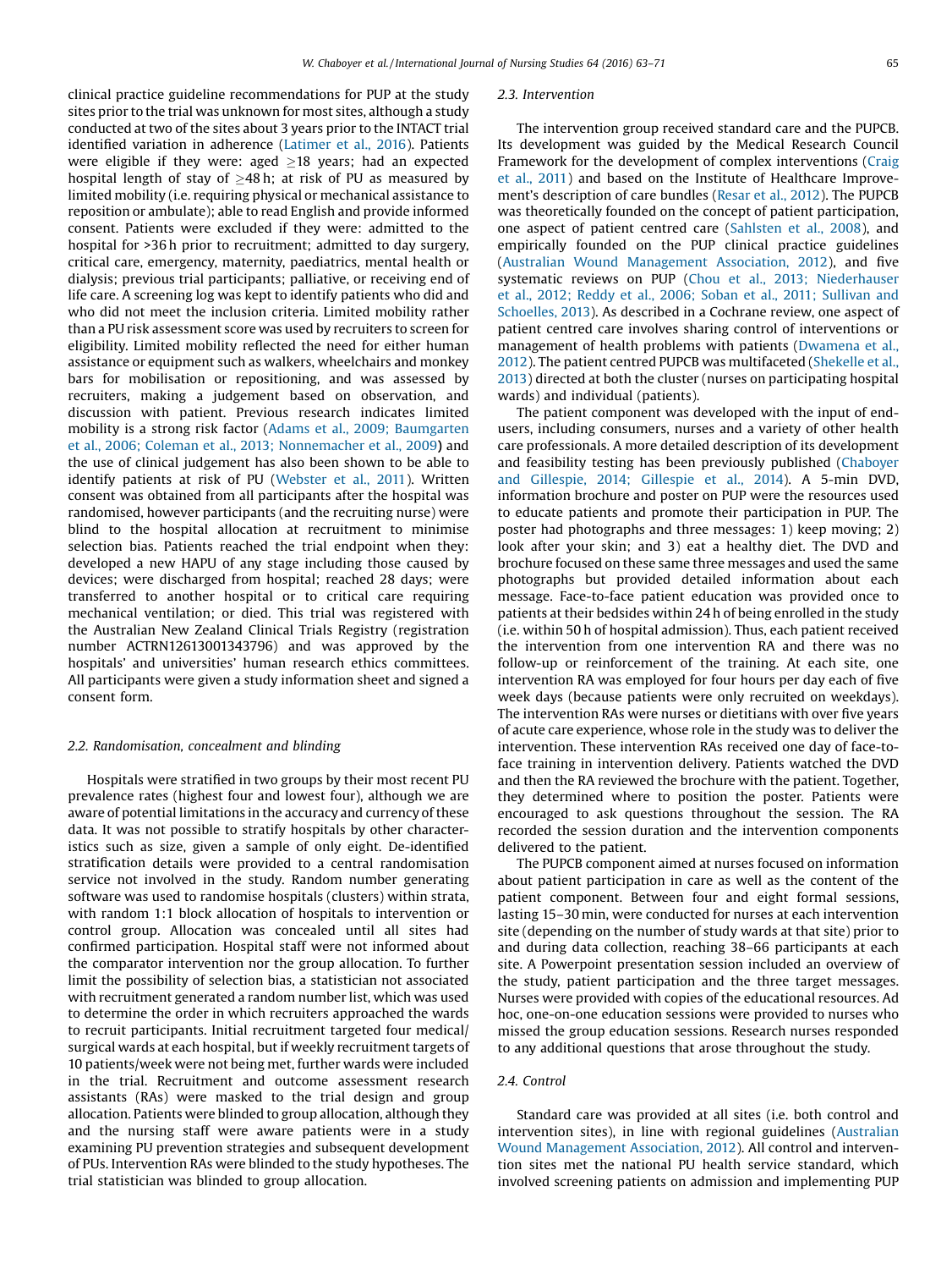clinical practice guideline recommendations for PUP at the study sites prior to the trial was unknown for most sites, although a study conducted at two of the sites about 3 years prior to the INTACT trial identified variation in adherence (Latimer et al., 2016). Patients were eligible if they were: aged ≥18 years; had an expected hospital length of stay of ≥48 h; at risk of PU as measured by limited mobility (i.e. requiring physical or mechanical assistance to reposition or ambulate); able to read English and provide informed consent. Patients were excluded if they were: admitted to the hospital for >36 h prior to recruitment; admitted to day surgery, critical care, emergency, maternity, paediatrics, mental health or dialysis; previous trial participants; palliative, or receiving end of life care. A screening log was kept to identify patients who did and who did not meet the inclusion criteria. Limited mobility rather than a PU risk assessment score was used by recruiters to screen for eligibility. Limited mobility reflected the need for either human assistance or equipment such as walkers, wheelchairs and monkey bars for mobilisation or repositioning, and was assessed by recruiters, making a judgement based on observation, and discussion with patient. Previous research indicates limited mobility is a strong risk factor (Adams et al., 2009; Baumgarten et al., 2006; Coleman et al., 2013; Nonnemacher et al., 2009) and the use of clinical judgement has also been shown to be able to identify patients at risk of PU (Webster et al., 2011). Written consent was obtained from all participants after the hospital was randomised, however participants (and the recruiting nurse) were blind to the hospital allocation at recruitment to minimise selection bias. Patients reached the trial endpoint when they: developed a new HAPU of any stage including those caused by devices; were discharged from hospital; reached 28 days; were transferred to another hospital or to critical care requiring mechanical ventilation; or died. This trial was registered with the Australian New Zealand Clinical Trials Registry (registration number ACTRN12613001343796) and was approved by the hospitals' and universities' human research ethics committees. All participants were given a study information sheet and signed a consent form.

### 2.2. Randomisation, concealment and blinding

Hospitals were stratified in two groups by their most recent PU prevalence rates (highest four and lowest four), although we are aware of potential limitations in the accuracy and currency of these data. It was not possible to stratify hospitals by other characteristics such as size, given a sample of only eight. De-identified stratification details were provided to a central randomisation service not involved in the study. Random number generating software was used to randomise hospitals (clusters) within strata, with random 1:1 block allocation of hospitals to intervention or control group. Allocation was concealed until all sites had confirmed participation. Hospital staff were not informed about the comparator intervention nor the group allocation. To further limit the possibility of selection bias, a statistician not associated with recruitment generated a random number list, which was used to determine the order in which recruiters approached the wards to recruit participants. Initial recruitment targeted four medical/surgical wards at each hospital, but if weekly recruitment targets of 10 patients/week were not being met, further wards were included in the trial. Recruitment and outcome assessment research assistants (RAs) were masked to the trial design and group allocation. Patients were blinded to group allocation, although they and the nursing staff were aware patients were in a study examining PU prevention strategies and subsequent development of PUs. Intervention RAs were blinded to the study hypotheses. The trial statistician was blinded to group allocation.

### 2.3. Intervention

The intervention group received standard care and the PUPCB. Its development was guided by the Medical Research Council Framework for the development of complex interventions (Craig et al., 2011) and based on the Institute of Healthcare Improvement's description of care bundles (Resar et al., 2012). The PUPCB was theoretically founded on the concept of patient participation, one aspect of patient centred care (Sahlsten et al., 2008), and empirically founded on the PUP clinical practice guidelines (Australian Wound Management Association, 2012), and five systematic reviews on PUP (Chou et al., 2013; Niederhauser et al., 2012; Reddy et al., 2006; Soban et al., 2011; Sullivan and Schoelles, 2013). As described in a Cochrane review, one aspect of patient centred care involves sharing control of interventions or management of health problems with patients (Dwamena et al., 2012). The patient centred PUPCB was multifaceted (Shekelle et al., 2013) directed at both the cluster (nurses on participating hospital wards) and individual (patients).

The patient component was developed with the input of end-users, including consumers, nurses and a variety of other health care professionals. A more detailed description of its development and feasibility testing has been previously published (Chaboyer and Gillespie, 2014; Gillespie et al., 2014). A 5-min DVD, information brochure and poster on PUP were the resources used to educate patients and promote their participation in PUP. The poster had photographs and three messages: 1) keep moving; 2) look after your skin; and 3) eat a healthy diet. The DVD and brochure focused on these same three messages and used the same photographs but provided detailed information about each message. Face-to-face patient education was provided once to patients at their bedsides within 24 h of being enrolled in the study (i.e. within 50 h of hospital admission). Thus, each patient received the intervention from one intervention RA and there was no follow-up or reinforcement of the training. At each site, one intervention RA was employed for four hours per day each of five week days (because patients were only recruited on weekdays). The intervention RAs were nurses or dietitians with over five years of acute care experience, whose role in the study was to deliver the intervention. These intervention RAs received one day of face-to-face training in intervention delivery. Patients watched the DVD and then the RA reviewed the brochure with the patient. Together, they determined where to position the poster. Patients were encouraged to ask questions throughout the session. The RA recorded the session duration and the intervention components delivered to the patient.

The PUPCB component aimed at nurses focused on information about patient participation in care as well as the content of the patient component. Between four and eight formal sessions, lasting 15–30 min, were conducted for nurses at each intervention site (depending on the number of study wards at that site) prior to and during data collection, reaching 38–66 participants at each site. A Powerpoint presentation session included an overview of the study, patient participation and the three target messages. Nurses were provided with copies of the educational resources. Ad hoc, one-on-one education sessions were provided to nurses who missed the group education sessions. Research nurses responded to any additional questions that arose throughout the study.

### 2.4. Control

Standard care was provided at all sites (i.e. both control and intervention sites), in line with regional guidelines (Australian Wound Management Association, 2012). All control and intervention sites met the national PU health service standard, which involved screening patients on admission and implementing PUP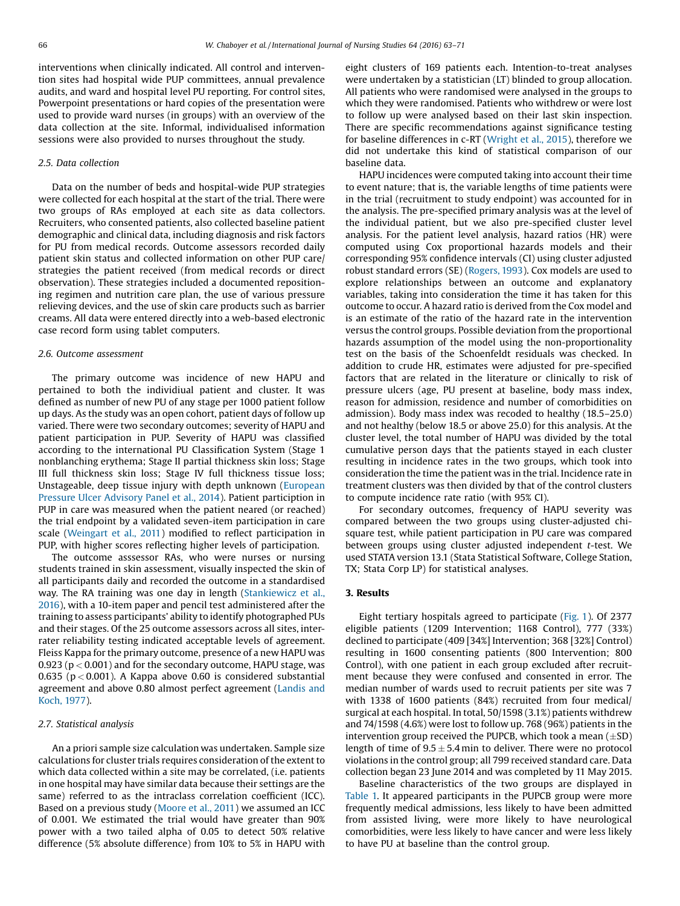interventions when clinically indicated. All control and intervention sites had hospital wide PUP committees, annual prevalence audits, and ward and hospital level PU reporting. For control sites, Powerpoint presentations or hard copies of the presentation were used to provide ward nurses (in groups) with an overview of the data collection at the site. Informal, individualised information sessions were also provided to nurses throughout the study.

### 2.5. Data collection

Data on the number of beds and hospital-wide PUP strategies were collected for each hospital at the start of the trial. There were two groups of RAs employed at each site as data collectors. Recruiters, who consented patients, also collected baseline patient demographic and clinical data, including diagnosis and risk factors for PU from medical records. Outcome assessors recorded daily patient skin status and collected information on other PUP care/strategies the patient received (from medical records or direct observation). These strategies included a documented repositioning regimen and nutrition care plan, the use of various pressure relieving devices, and the use of skin care products such as barrier creams. All data were entered directly into a web-based electronic case record form using tablet computers.

### 2.6. Outcome assessment

The primary outcome was incidence of new HAPU and pertained to both the individiual patient and cluster. It was defined as number of new PU of any stage per 1000 patient follow up days. As the study was an open cohort, patient days of follow up varied. There were two secondary outcomes; severity of HAPU and patient participation in PUP. Severity of HAPU was classified according to the international PU Classification System (Stage 1 nonblanching erythema; Stage II partial thickness skin loss; Stage III full thickness skin loss; Stage IV full thickness tissue loss; Unstageable, deep tissue injury with depth unknown (European Pressure Ulcer Advisory Panel et al., 2014). Patient particiption in PUP in care was measured when the patient neared (or reached) the trial endpoint by a validated seven-item participation in care scale (Weingart et al., 2011) modified to reflect participation in PUP, with higher scores reflecting higher levels of participation.

The outcome asssessor RAs, who were nurses or nursing students trained in skin assessment, visually inspected the skin of all participants daily and recorded the outcome in a standardised way. The RA training was one day in length (Stankiewicz et al., 2016), with a 10-item paper and pencil test administered after the training to assess participants' ability to identify photographed PUs and their stages. Of the 25 outcome assessors across all sites, inter-rater reliability testing indicated acceptable levels of agreement. Fleiss Kappa for the primary outcome, presence of a new HAPU was 0.923 ($p < 0.001$) and for the secondary outcome, HAPU stage, was 0.635 ($p < 0.001$). A Kappa above 0.60 is considered substantial agreement and above 0.80 almost perfect agreement (Landis and Koch, 1977).

### 2.7. Statistical analysis

An a priori sample size calculation was undertaken. Sample size calculations for cluster trials requires consideration of the extent to which data collected within a site may be correlated, (i.e. patients in one hospital may have similar data because their settings are the same) referred to as the intraclass correlation coefficient (ICC). Based on a previous study (Moore et al., 2011) we assumed an ICC of 0.001. We estimated the trial would have greater than 90% power with a two tailed alpha of 0.05 to detect 50% relative difference (5% absolute difference) from 10% to 5% in HAPU with eight clusters of 169 patients each. Intention-to-treat analyses were undertaken by a statistician (LT) blinded to group allocation. All patients who were randomised were analysed in the groups to which they were randomised. Patients who withdrew or were lost to follow up were analysed based on their last skin inspection. There are specific recommendations against significance testing for baseline differences in c-RT (Wright et al., 2015), therefore we did not undertake this kind of statistical comparison of our baseline data.

HAPU incidences were computed taking into account their time to event nature; that is, the variable lengths of time patients were in the trial (recruitment to study endpoint) was accounted for in the analysis. The pre-specified primary analysis was at the level of the individual patient, but we also pre-specified cluster level analysis. For the patient level analysis, hazard ratios (HR) were computed using Cox proportional hazards models and their corresponding 95% confidence intervals (CI) using cluster adjusted robust standard errors (SE) (Rogers, 1993). Cox models are used to explore relationships between an outcome and explanatory variables, taking into consideration the time it has taken for this outcome to occur. A hazard ratio is derived from the Cox model and is an estimate of the ratio of the hazard rate in the intervention versus the control groups. Possible deviation from the proportional hazards assumption of the model using the non-proportionality test on the basis of the Schoenfeldt residuals was checked. In addition to crude HR, estimates were adjusted for pre-specified factors that are related in the literature or clinically to risk of pressure ulcers (age, PU present at baseline, body mass index, reason for admission, residence and number of comorbidities on admission). Body mass index was recoded to healthy (18.5–25.0) and not healthy (below 18.5 or above 25.0) for this analysis. At the cluster level, the total number of HAPU was divided by the total cumulative person days that the patients stayed in each cluster resulting in incidence rates in the two groups, which took into consideration the time the patient was in the trial. Incidence rate in treatment clusters was then divided by that of the control clusters to compute incidence rate ratio (with 95% CI).

For secondary outcomes, frequency of HAPU severity was compared between the two groups using cluster-adjusted chi-square test, while patient participation in PU care was compared between groups using cluster adjusted independent *t*-test. We used STATA version 13.1 (Stata Statistical Software, College Station, TX; Stata Corp LP) for statistical analyses.

## 3. Results

Eight tertiary hospitals agreed to participate (Fig. 1). Of 2377 eligible patients (1209 Intervention; 1168 Control), 777 (33%) declined to participate (409 [34%] Intervention; 368 [32%] Control) resulting in 1600 consenting patients (800 Intervention; 800 Control), with one patient in each group excluded after recruitment because they were confused and consented in error. The median number of wards used to recruit patients per site was 7 with 1338 of 1600 patients (84%) recruited from four medical/surgical at each hospital. In total, 50/1598 (3.1%) patients withdrew and 74/1598 (4.6%) were lost to follow up. 768 (96%) patients in the intervention group received the PUPCB, which took a mean ($\pm$SD) length of time of $9.5 \pm 5.4$ min to deliver. There were no protocol violations in the control group; all 799 received standard care. Data collection began 23 June 2014 and was completed by 11 May 2015.

Baseline characteristics of the two groups are displayed in Table 1. It appeared participants in the PUPCB group were more frequently medical admissions, less likely to have been admitted from assisted living, were more likely to have neurological comorbidities, were less likely to have cancer and were less likely to have PU at baseline than the control group.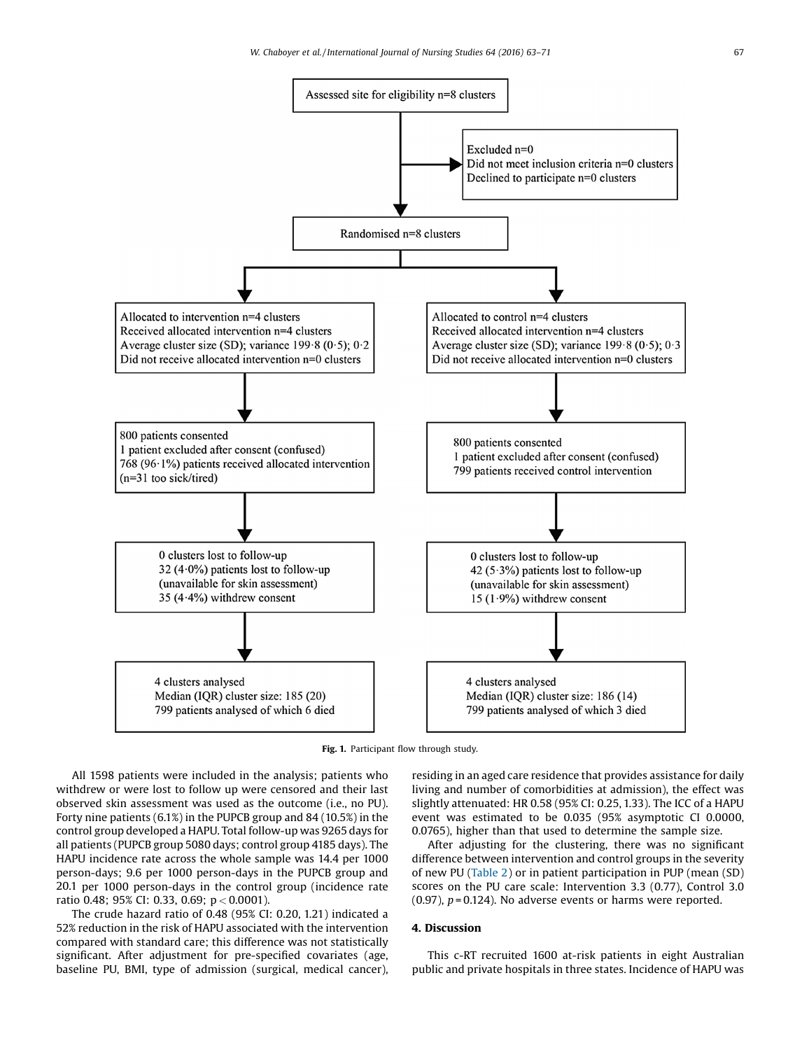Assessed site for eligibility n=8 clusters

Excluded n=0
Did not meet inclusion criteria n=0 clusters
Declined to participate n=0 clusters

Randomised n=8 clusters

| Intervention | Control |
|---|---|
| Allocated to intervention n=4 clusters<br>Received allocated intervention n=4 clusters<br>Average cluster size (SD); variance 199·8 (0·5); 0·2<br>Did not receive allocated intervention n=0 clusters | Allocated to control n=4 clusters<br>Received allocated intervention n=4 clusters<br>Average cluster size (SD); variance 199·8 (0·5); 0·3<br>Did not receive allocated intervention n=0 clusters |
| 800 patients consented<br>1 patient excluded after consent (confused)<br>768 (96·1%) patients received allocated intervention<br>(n=31 too sick/tired) | 800 patients consented<br>1 patient excluded after consent (confused)<br>799 patients received control intervention |
| 0 clusters lost to follow-up<br>32 (4·0%) patients lost to follow-up<br>(unavailable for skin assessment)<br>35 (4·4%) withdrew consent | 0 clusters lost to follow-up<br>42 (5·3%) patients lost to follow-up<br>(unavailable for skin assessment)<br>15 (1·9%) withdrew consent |
| 4 clusters analysed<br>Median (IQR) cluster size: 185 (20)<br>799 patients analysed of which 6 died | 4 clusters analysed<br>Median (IQR) cluster size: 186 (14)<br>799 patients analysed of which 3 died |

**Fig. 1.** Participant flow through study.

All 1598 patients were included in the analysis; patients who withdrew or were lost to follow up were censored and their last observed skin assessment was used as the outcome (i.e., no PU). Forty nine patients (6.1%) in the PUPCB group and 84 (10.5%) in the control group developed a HAPU. Total follow-up was 9265 days for all patients (PUPCB group 5080 days; control group 4185 days). The HAPU incidence rate across the whole sample was 14.4 per 1000 person-days; 9.6 per 1000 person-days in the PUPCB group and 20.1 per 1000 person-days in the control group (incidence rate ratio 0.48; 95% CI: 0.33, 0.69; $p < 0.0001$).

The crude hazard ratio of 0.48 (95% CI: 0.20, 1.21) indicated a 52% reduction in the risk of HAPU associated with the intervention compared with standard care; this difference was not statistically significant. After adjustment for pre-specified covariates (age, baseline PU, BMI, type of admission (surgical, medical cancer), residing in an aged care residence that provides assistance for daily living and number of comorbidities at admission), the effect was slightly attenuated: HR 0.58 (95% CI: 0.25, 1.33). The ICC of a HAPU event was estimated to be 0.035 (95% asymptotic CI 0.0000, 0.0765), higher than that used to determine the sample size.

After adjusting for the clustering, there was no significant difference between intervention and control groups in the severity of new PU (Table 2) or in patient participation in PUP (mean (SD) scores on the PU care scale: Intervention 3.3 (0.77), Control 3.0 (0.97), $p = 0.124$). No adverse events or harms were reported.

## 4. Discussion

This c-RT recruited 1600 at-risk patients in eight Australian public and private hospitals in three states. Incidence of HAPU was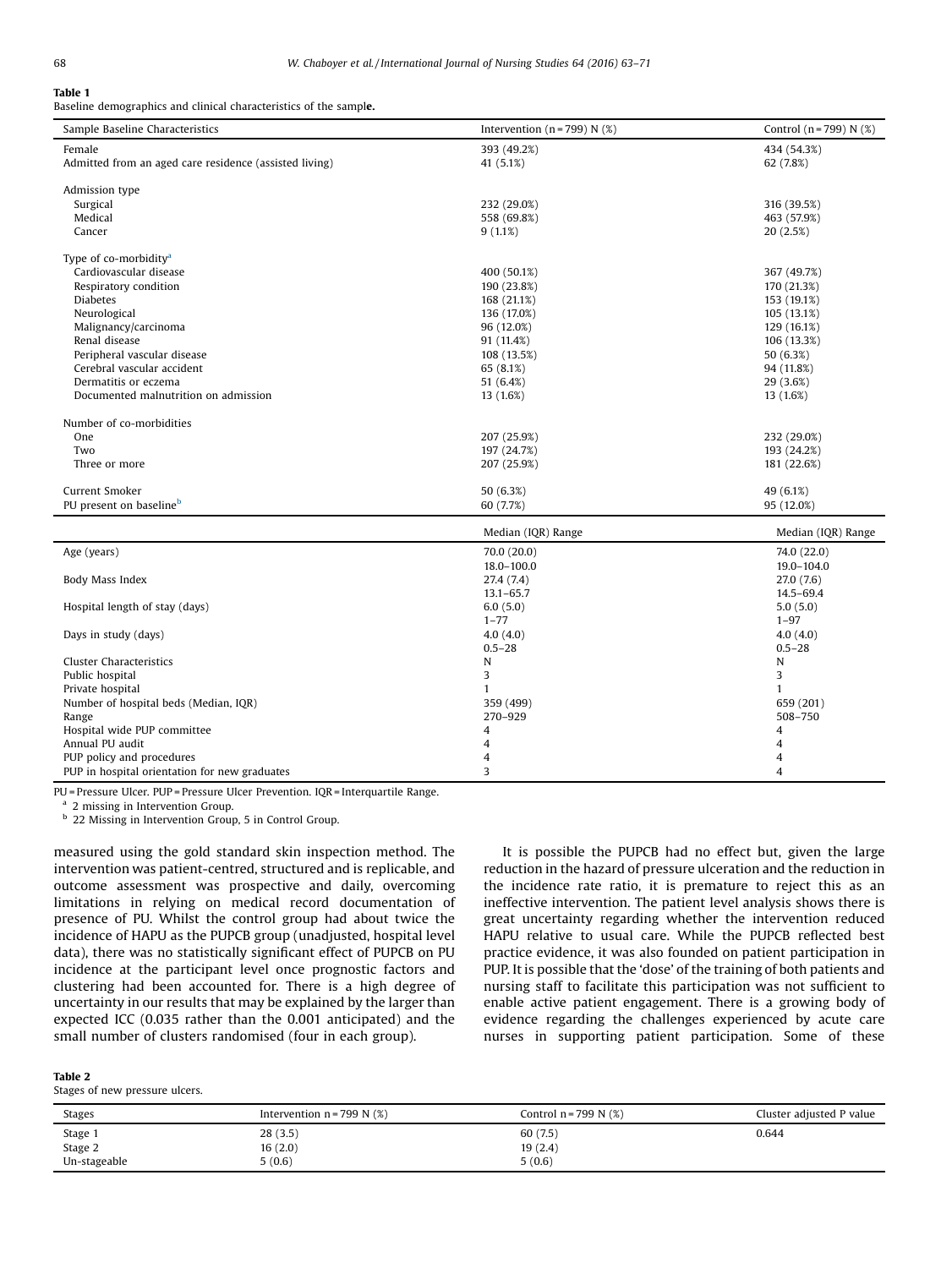**Table 1**
Baseline demographics and clinical characteristics of the sample.

| Sample Baseline Characteristics | Intervention (n = 799) N (%) | Control (n = 799) N (%) |
|---|---|---|
| Female | 393 (49.2%) | 434 (54.3%) |
| Admitted from an aged care residence (assisted living) | 41 (5.1%) | 62 (7.8%) |
| Admission type | | |
| Surgical | 232 (29.0%) | 316 (39.5%) |
| Medical | 558 (69.8%) | 463 (57.9%) |
| Cancer | 9 (1.1%) | 20 (2.5%) |
| Type of co-morbidity[a] | | |
| Cardiovascular disease | 400 (50.1%) | 367 (49.7%) |
| Respiratory condition | 190 (23.8%) | 170 (21.3%) |
| Diabetes | 168 (21.1%) | 153 (19.1%) |
| Neurological | 136 (17.0%) | 105 (13.1%) |
| Malignancy/carcinoma | 96 (12.0%) | 129 (16.1%) |
| Renal disease | 91 (11.4%) | 106 (13.3%) |
| Peripheral vascular disease | 108 (13.5%) | 50 (6.3%) |
| Cerebral vascular accident | 65 (8.1%) | 94 (11.8%) |
| Dermatitis or eczema | 51 (6.4%) | 29 (3.6%) |
| Documented malnutrition on admission | 13 (1.6%) | 13 (1.6%) |
| Number of co-morbidities | | |
| One | 207 (25.9%) | 232 (29.0%) |
| Two | 197 (24.7%) | 193 (24.2%) |
| Three or more | 207 (25.9%) | 181 (22.6%) |
| Current Smoker | 50 (6.3%) | 49 (6.1%) |
| PU present on baseline[b] | 60 (7.7%) | 95 (12.0%) |
| | Median (IQR) Range | Median (IQR) Range |
| Age (years) | 70.0 (20.0)<br>18.0–100.0 | 74.0 (22.0)<br>19.0–104.0 |
| Body Mass Index | 27.4 (7.4)<br>13.1–65.7 | 27.0 (7.6)<br>14.5–69.4 |
| Hospital length of stay (days) | 6.0 (5.0)<br>1–77 | 5.0 (5.0)<br>1–97 |
| Days in study (days) | 4.0 (4.0)<br>0.5–28 | 4.0 (4.0)<br>0.5–28 |
| Cluster Characteristics | N | N |
| Public hospital | 3 | 3 |
| Private hospital | 1 | 1 |
| Number of hospital beds (Median, IQR) | 359 (499) | 659 (201) |
| Range | 270–929 | 508–750 |
| Hospital wide PUP committee | 4 | 4 |
| Annual PU audit | 4 | 4 |
| PUP policy and procedures | 4 | 4 |
| PUP in hospital orientation for new graduates | 3 | 4 |

PU = Pressure Ulcer. PUP = Pressure Ulcer Prevention. IQR = Interquartile Range.
[a] 2 missing in Intervention Group.
[b] 22 Missing in Intervention Group, 5 in Control Group.

measured using the gold standard skin inspection method. The intervention was patient-centred, structured and is replicable, and outcome assessment was prospective and daily, overcoming limitations in relying on medical record documentation of presence of PU. Whilst the control group had about twice the incidence of HAPU as the PUPCB group (unadjusted, hospital level data), there was no statistically significant effect of PUPCB on PU incidence at the participant level once prognostic factors and clustering had been accounted for. There is a high degree of uncertainty in our results that may be explained by the larger than expected ICC (0.035 rather than the 0.001 anticipated) and the small number of clusters randomised (four in each group).

It is possible the PUPCB had no effect but, given the large reduction in the hazard of pressure ulceration and the reduction in the incidence rate ratio, it is premature to reject this as an ineffective intervention. The patient level analysis shows there is great uncertainty regarding whether the intervention reduced HAPU relative to usual care. While the PUPCB reflected best practice evidence, it was also founded on patient participation in PUP. It is possible that the 'dose' of the training of both patients and nursing staff to facilitate this participation was not sufficient to enable active patient engagement. There is a growing body of evidence regarding the challenges experienced by acute care nurses in supporting patient participation. Some of these

**Table 2**
Stages of new pressure ulcers.

| Stages | Intervention n = 799 N (%) | Control n = 799 N (%) | Cluster adjusted P value |
|---|---|---|---|
| Stage 1 | 28 (3.5) | 60 (7.5) | 0.644 |
| Stage 2 | 16 (2.0) | 19 (2.4) | |
| Un-stageable | 5 (0.6) | 5 (0.6) | |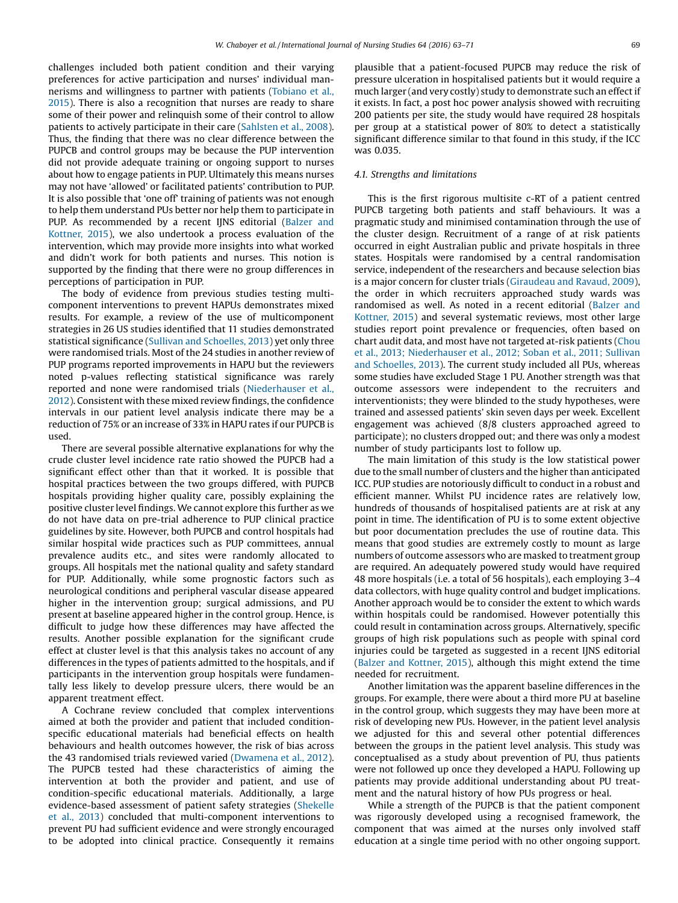challenges included both patient condition and their varying preferences for active participation and nurses' individual mannerisms and willingness to partner with patients (Tobiano et al., 2015). There is also a recognition that nurses are ready to share some of their power and relinquish some of their control to allow patients to actively participate in their care (Sahlsten et al., 2008). Thus, the finding that there was no clear difference between the PUPCB and control groups may be because the PUP intervention did not provide adequate training or ongoing support to nurses about how to engage patients in PUP. Ultimately this means nurses may not have 'allowed' or facilitated patients' contribution to PUP. It is also possible that 'one off' training of patients was not enough to help them understand PUs better nor help them to participate in PUP. As recommended by a recent IJNS editorial (Balzer and Kottner, 2015), we also undertook a process evaluation of the intervention, which may provide more insights into what worked and didn't work for both patients and nurses. This notion is supported by the finding that there were no group differences in perceptions of participation in PUP.

The body of evidence from previous studies testing multi-component interventions to prevent HAPUs demonstrates mixed results. For example, a review of the use of multicomponent strategies in 26 US studies identified that 11 studies demonstrated statistical significance (Sullivan and Schoelles, 2013) yet only three were randomised trials. Most of the 24 studies in another review of PUP programs reported improvements in HAPU but the reviewers noted p-values reflecting statistical significance was rarely reported and none were randomised trials (Niederhauser et al., 2012). Consistent with these mixed review findings, the confidence intervals in our patient level analysis indicate there may be a reduction of 75% or an increase of 33% in HAPU rates if our PUPCB is used.

There are several possible alternative explanations for why the crude cluster level incidence rate ratio showed the PUPCB had a significant effect other than that it worked. It is possible that hospital practices between the two groups differed, with PUPCB hospitals providing higher quality care, possibly explaining the positive cluster level findings. We cannot explore this further as we do not have data on pre-trial adherence to PUP clinical practice guidelines by site. However, both PUPCB and control hospitals had similar hospital wide practices such as PUP committees, annual prevalence audits etc., and sites were randomly allocated to groups. All hospitals met the national quality and safety standard for PUP. Additionally, while some prognostic factors such as neurological conditions and peripheral vascular disease appeared higher in the intervention group; surgical admissions, and PU present at baseline appeared higher in the control group. Hence, is difficult to judge how these differences may have affected the results. Another possible explanation for the significant crude effect at cluster level is that this analysis takes no account of any differences in the types of patients admitted to the hospitals, and if participants in the intervention group hospitals were fundamentally less likely to develop pressure ulcers, there would be an apparent treatment effect.

A Cochrane review concluded that complex interventions aimed at both the provider and patient that included condition-specific educational materials had beneficial effects on health behaviours and health outcomes however, the risk of bias across the 43 randomised trials reviewed varied (Dwamena et al., 2012). The PUPCB tested had these characteristics of aiming the intervention at both the provider and patient, and use of condition-specific educational materials. Additionally, a large evidence-based assessment of patient safety strategies (Shekelle et al., 2013) concluded that multi-component interventions to prevent PU had sufficient evidence and were strongly encouraged to be adopted into clinical practice. Consequently it remains plausible that a patient-focused PUPCB may reduce the risk of pressure ulceration in hospitalised patients but it would require a much larger (and very costly) study to demonstrate such an effect if it exists. In fact, a post hoc power analysis showed with recruiting 200 patients per site, the study would have required 28 hospitals per group at a statistical power of 80% to detect a statistically significant difference similar to that found in this study, if the ICC was 0.035.

### 4.1. Strengths and limitations

This is the first rigorous multisite c-RT of a patient centred PUPCB targeting both patients and staff behaviours. It was a pragmatic study and minimised contamination through the use of the cluster design. Recruitment of a range of at risk patients occurred in eight Australian public and private hospitals in three states. Hospitals were randomised by a central randomisation service, independent of the researchers and because selection bias is a major concern for cluster trials (Giraudeau and Ravaud, 2009), the order in which recruiters approached study wards was randomised as well. As noted in a recent editorial (Balzer and Kottner, 2015) and several systematic reviews, most other large studies report point prevalence or frequencies, often based on chart audit data, and most have not targeted at-risk patients (Chou et al., 2013; Niederhauser et al., 2012; Soban et al., 2011; Sullivan and Schoelles, 2013). The current study included all PUs, whereas some studies have excluded Stage 1 PU. Another strength was that outcome assessors were independent to the recruiters and interventionists; they were blinded to the study hypotheses, were trained and assessed patients' skin seven days per week. Excellent engagement was achieved (8/8 clusters approached agreed to participate); no clusters dropped out; and there was only a modest number of study participants lost to follow up.

The main limitation of this study is the low statistical power due to the small number of clusters and the higher than anticipated ICC. PUP studies are notoriously difficult to conduct in a robust and efficient manner. Whilst PU incidence rates are relatively low, hundreds of thousands of hospitalised patients are at risk at any point in time. The identification of PU is to some extent objective but poor documentation precludes the use of routine data. This means that good studies are extremely costly to mount as large numbers of outcome assessors who are masked to treatment group are required. An adequately powered study would have required 48 more hospitals (i.e. a total of 56 hospitals), each employing 3–4 data collectors, with huge quality control and budget implications. Another approach would be to consider the extent to which wards within hospitals could be randomised. However potentially this could result in contamination across groups. Alternatively, specific groups of high risk populations such as people with spinal cord injuries could be targeted as suggested in a recent IJNS editorial (Balzer and Kottner, 2015), although this might extend the time needed for recruitment.

Another limitation was the apparent baseline differences in the groups. For example, there were about a third more PU at baseline in the control group, which suggests they may have been more at risk of developing new PUs. However, in the patient level analysis we adjusted for this and several other potential differences between the groups in the patient level analysis. This study was conceptualised as a study about prevention of PU, thus patients were not followed up once they developed a HAPU. Following up patients may provide additional understanding about PU treatment and the natural history of how PUs progress or heal.

While a strength of the PUPCB is that the patient component was rigorously developed using a recognised framework, the component that was aimed at the nurses only involved staff education at a single time period with no other ongoing support.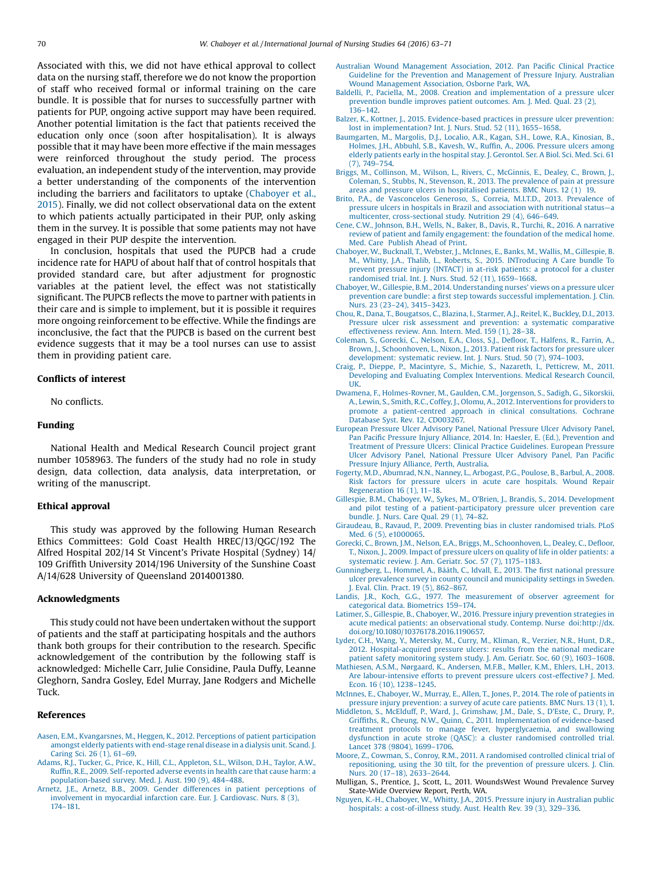Associated with this, we did not have ethical approval to collect data on the nursing staff, therefore we do not know the proportion of staff who received formal or informal training on the care bundle. It is possible that for nurses to successfully partner with patients for PUP, ongoing active support may have been required. Another potential limitation is the fact that patients received the education only once (soon after hospitalisation). It is always possible that it may have been more effective if the main messages were reinforced throughout the study period. The process evaluation, an independent study of the intervention, may provide a better understanding of the components of the intervention including the barriers and facilitators to uptake (Chaboyer et al., 2015). Finally, we did not collect observational data on the extent to which patients actually participated in their PUP, only asking them in the survey. It is possible that some patients may not have engaged in their PUP despite the intervention.

In conclusion, hospitals that used the PUPCB had a crude incidence rate for HAPU of about half that of control hospitals that provided standard care, but after adjustment for prognostic variables at the patient level, the effect was not statistically significant. The PUPCB reflects the move to partner with patients in their care and is simple to implement, but it is possible it requires more ongoing reinforcement to be effective. While the findings are inconclusive, the fact that the PUPCB is based on the current best evidence suggests that it may be a tool nurses can use to assist them in providing patient care.

## Conflicts of interest

No conflicts.

## Funding

National Health and Medical Research Council project grant number 1058963. The funders of the study had no role in study design, data collection, data analysis, data interpretation, or writing of the manuscript.

## Ethical approval

This study was approved by the following Human Research Ethics Committees: Gold Coast Health HREC/13/QGC/192 The Alfred Hospital 202/14 St Vincent's Private Hospital (Sydney) 14/109 Griffith University 2014/196 University of the Sunshine Coast A/14/628 University of Queensland 2014001380.

## Acknowledgments

This study could not have been undertaken without the support of patients and the staff at participating hospitals and the authors thank both groups for their contribution to the research. Specific acknowledgement of the contribution by the following staff is acknowledged: Michelle Carr, Julie Considine, Paula Duffy, Leanne Gleghorn, Sandra Gosley, Edel Murray, Jane Rodgers and Michelle Tuck.

## References

Aasen, E.M., Kvangarsnes, M., Heggen, K., 2012. Perceptions of patient participation amongst elderly patients with end-stage renal disease in a dialysis unit. Scand. J. Caring Sci. 26 (1), 61–69.

Adams, R.J., Tucker, G., Price, K., Hill, C.L., Appleton, S.L., Wilson, D.H., Taylor, A.W., Ruffin, R.E., 2009. Self-reported adverse events in health care that cause harm: a population-based survey. Med. J. Aust. 190 (9), 484–488.

Arnetz, J.E., Arnetz, B.B., 2009. Gender differences in patient perceptions of involvement in myocardial infarction care. Eur. J. Cardiovasc. Nurs. 8 (3), 174–181.

Australian Wound Management Association, 2012. Pan Pacific Clinical Practice Guideline for the Prevention and Management of Pressure Injury. Australian Wound Management Association, Osborne Park, WA.

Baldelli, P., Paciella, M., 2008. Creation and implementation of a pressure ulcer prevention bundle improves patient outcomes. Am. J. Med. Qual. 23 (2), 136–142.

Balzer, K., Kottner, J., 2015. Evidence-based practices in pressure ulcer prevention: lost in implementation? Int. J. Nurs. Stud. 52 (11), 1655–1658.

Baumgarten, M., Margolis, D.J., Localio, A.R., Kagan, S.H., Lowe, R.A., Kinosian, B., Holmes, J.H., Abbuhl, S.B., Kavesh, W., Ruffin, A., 2006. Pressure ulcers among elderly patients early in the hospital stay. J. Gerontol. Ser. A Biol. Sci. Med. Sci. 61 (7), 749–754.

Briggs, M., Collinson, M., Wilson, L., Rivers, C., McGinnis, E., Dealey, C., Brown, J., Coleman, S., Stubbs, N., Stevenson, R., 2013. The prevalence of pain at pressure areas and pressure ulcers in hospitalised patients. BMC Nurs. 12 (1) 19.

Brito, P.A., de Vasconcelos Generoso, S., Correia, M.I.T.D., 2013. Prevalence of pressure ulcers in hospitals in Brazil and association with nutritional status—a multicenter, cross-sectional study. Nutrition 29 (4), 646–649.

Cene, C.W., Johnson, B.H., Wells, N., Baker, B., Davis, R., Turchi, R., 2016. A narrative review of patient and family engagement: the foundation of the medical home. Med. Care Publish Ahead of Print.

Chaboyer, W., Bucknall, T., Webster, J., McInnes, E., Banks, M., Wallis, M., Gillespie, B. M., Whitty, J.A., Thalib, L., Roberts, S., 2015. INTroducing A Care bundle To prevent pressure injury (INTACT) in at-risk patients: a protocol for a cluster randomised trial. Int. J. Nurs. Stud. 52 (11), 1659–1668.

Chaboyer, W., Gillespie, B.M., 2014. Understanding nurses' views on a pressure ulcer prevention care bundle: a first step towards successful implementation. J. Clin. Nurs. 23 (23–24), 3415–3423.

Chou, R., Dana, T., Bougatsos, C., Blazina, I., Starmer, A.J., Reitel, K., Buckley, D.I., 2013. Pressure ulcer risk assessment and prevention: a systematic comparative effectiveness review. Ann. Intern. Med. 159 (1), 28–38.

Coleman, S., Gorecki, C., Nelson, E.A., Closs, S.J., Defloor, T., Halfens, R., Farrin, A., Brown, J., Schoonhoven, L., Nixon, J., 2013. Patient risk factors for pressure ulcer development: systematic review. Int. J. Nurs. Stud. 50 (7), 974–1003.

Craig, P., Dieppe, P., Macintyre, S., Michie, S., Nazareth, I., Petticrew, M., 2011. Developing and Evaluating Complex Interventions. Medical Research Council, UK.

Dwamena, F., Holmes-Rovner, M., Gaulden, C.M., Jorgenson, S., Sadigh, G., Sikorskii, A., Lewin, S., Smith, R.C., Coffey, J., Olomu, A., 2012. Interventions for providers to promote a patient-centred approach in clinical consultations. Cochrane Database Syst. Rev. 12, CD003267.

European Pressure Ulcer Advisory Panel, National Pressure Ulcer Advisory Panel, Pan Pacific Pressure Injury Alliance, 2014. In: Haesler, E. (Ed.), Prevention and Treatment of Pressure Ulcers: Clinical Practice Guidelines. European Pressure Ulcer Advisory Panel, National Pressure Ulcer Advisory Panel, Pan Pacific Pressure Injury Alliance, Perth, Australia.

Fogerty, M.D., Abumrad, N.N., Nanney, L., Arbogast, P.G., Poulose, B., Barbul, A., 2008. Risk factors for pressure ulcers in acute care hospitals. Wound Repair Regeneration 16 (1), 11–18.

Gillespie, B.M., Chaboyer, W., Sykes, M., O'Brien, J., Brandis, S., 2014. Development and pilot testing of a patient-participatory pressure ulcer prevention care bundle. J. Nurs. Care Qual. 29 (1), 74–82.

Giraudeau, B., Ravaud, P., 2009. Preventing bias in cluster randomised trials. PLoS Med. 6 (5), e1000065.

Gorecki, C., Brown, J.M., Nelson, E.A., Briggs, M., Schoonhoven, L., Dealey, C., Defloor, T., Nixon, J., 2009. Impact of pressure ulcers on quality of life in older patients: a systematic review. J. Am. Geriatr. Soc. 57 (7), 1175–1183.

Gunningberg, L., Hommel, A., Bååth, C., Idvall, E., 2013. The first national pressure ulcer prevalence survey in county council and municipality settings in Sweden. J. Eval. Clin. Pract. 19 (5), 862–867.

Landis, J.R., Koch, G.G., 1977. The measurement of observer agreement for categorical data. Biometrics 159–174.

Latimer, S., Gillespie, B., Chaboyer, W., 2016. Pressure injury prevention strategies in acute medical patients: an observational study. Contemp. Nurse doi:http://dx.doi.org/10.1080/10376178.2016.1190657.

Lyder, C.H., Wang, Y., Metersky, M., Curry, M., Kliman, R., Verzier, N.R., Hunt, D.R., 2012. Hospital-acquired pressure ulcers: results from the national medicare patient safety monitoring system study. J. Am. Geriatr. Soc. 60 (9), 1603–1608.

Mathiesen, A.S.M., Nørgaard, K., Andersen, M.F.B., Møller, K.M., Ehlers, L.H., 2013. Are labour-intensive efforts to prevent pressure ulcers cost-effective? J. Med. Econ. 16 (10), 1238–1245.

McInnes, E., Chaboyer, W., Murray, E., Allen, T., Jones, P., 2014. The role of patients in pressure injury prevention: a survey of acute care patients. BMC Nurs. 13 (1), 1.

Middleton, S., McElduff, P., Ward, J., Grimshaw, J.M., Dale, S., D'Este, C., Drury, P., Griffiths, R., Cheung, N.W., Quinn, C., 2011. Implementation of evidence-based treatment protocols to manage fever, hyperglycaemia, and swallowing dysfunction in acute stroke (QASC): a cluster randomised controlled trial. Lancet 378 (9804), 1699–1706.

Moore, Z., Cowman, S., Conroy, R.M., 2011. A randomised controlled clinical trial of repositioning, using the 30 tilt, for the prevention of pressure ulcers. J. Clin. Nurs. 20 (17–18), 2633–2644.

Mulligan, S., Prentice, J., Scott, L., 2011. WoundsWest Wound Prevalence Survey State-Wide Overview Report, Perth, WA.

Nguyen, K.-H., Chaboyer, W., Whitty, J.A., 2015. Pressure injury in Australian public hospitals: a cost-of-illness study. Aust. Health Rev. 39 (3), 329–336.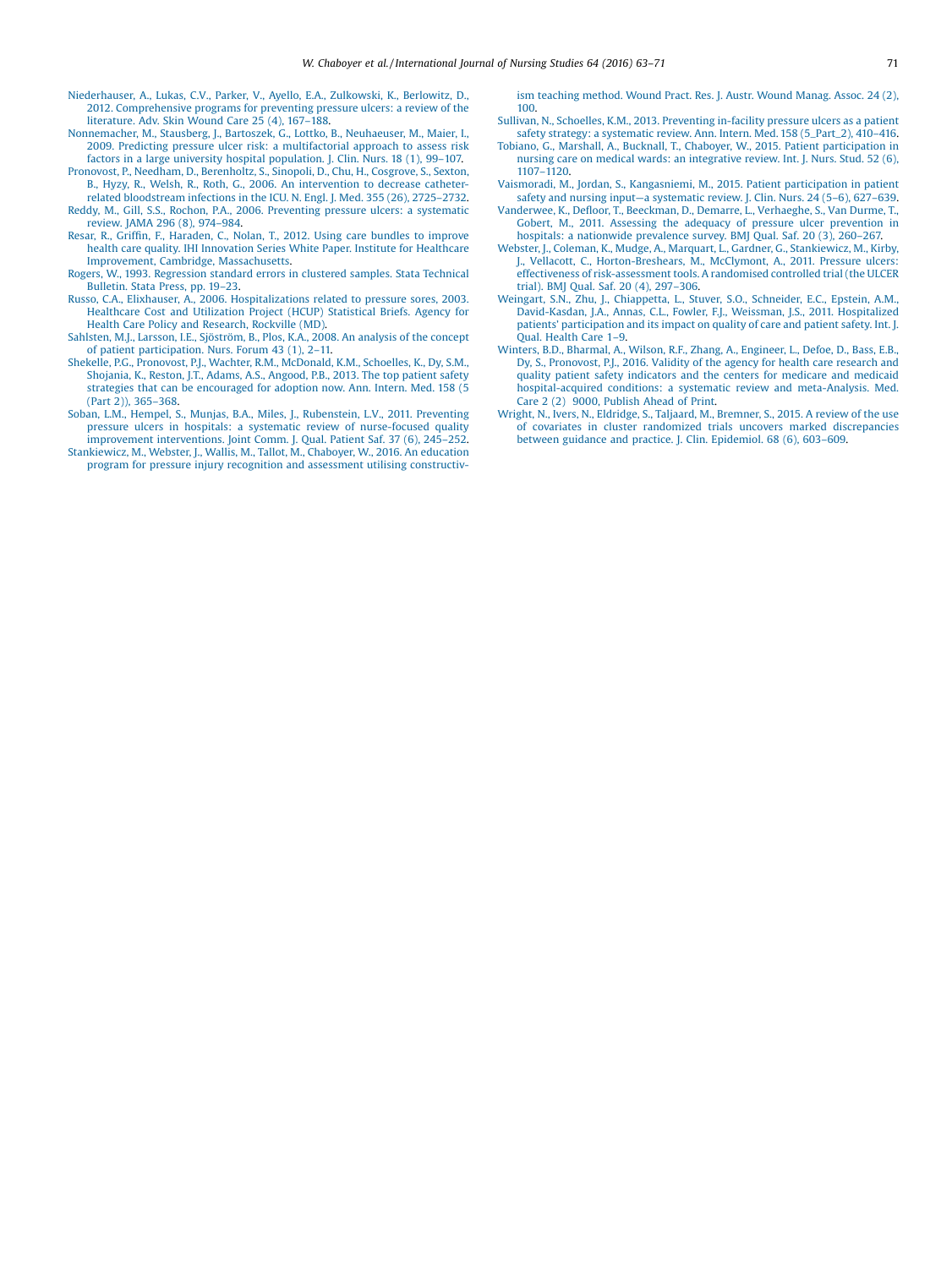Niederhauser, A., Lukas, C.V., Parker, V., Ayello, E.A., Zulkowski, K., Berlowitz, D., 2012. Comprehensive programs for preventing pressure ulcers: a review of the literature. Adv. Skin Wound Care 25 (4), 167–188.

Nonnemacher, M., Stausberg, J., Bartoszek, G., Lottko, B., Neuhaeuser, M., Maier, I., 2009. Predicting pressure ulcer risk: a multifactorial approach to assess risk factors in a large university hospital population. J. Clin. Nurs. 18 (1), 99–107.

Pronovost, P., Needham, D., Berenholtz, S., Sinopoli, D., Chu, H., Cosgrove, S., Sexton, B., Hyzy, R., Welsh, R., Roth, G., 2006. An intervention to decrease catheter-related bloodstream infections in the ICU. N. Engl. J. Med. 355 (26), 2725–2732.

Reddy, M., Gill, S.S., Rochon, P.A., 2006. Preventing pressure ulcers: a systematic review. JAMA 296 (8), 974–984.

Resar, R., Griffin, F., Haraden, C., Nolan, T., 2012. Using care bundles to improve health care quality. IHI Innovation Series White Paper. Institute for Healthcare Improvement, Cambridge, Massachusetts.

Rogers, W., 1993. Regression standard errors in clustered samples. Stata Technical Bulletin. Stata Press, pp. 19–23.

Russo, C.A., Elixhauser, A., 2006. Hospitalizations related to pressure sores, 2003. Healthcare Cost and Utilization Project (HCUP) Statistical Briefs. Agency for Health Care Policy and Research, Rockville (MD).

Sahlsten, M.J., Larsson, I.E., Sjöström, B., Plos, K.A., 2008. An analysis of the concept of patient participation. Nurs. Forum 43 (1), 2–11.

Shekelle, P.G., Pronovost, P.J., Wachter, R.M., McDonald, K.M., Schoelles, K., Dy, S.M., Shojania, K., Reston, J.T., Adams, A.S., Angood, P.B., 2013. The top patient safety strategies that can be encouraged for adoption now. Ann. Intern. Med. 158 (5 (Part 2)), 365–368.

Soban, L.M., Hempel, S., Munjas, B.A., Miles, J., Rubenstein, L.V., 2011. Preventing pressure ulcers in hospitals: a systematic review of nurse-focused quality improvement interventions. Joint Comm. J. Qual. Patient Saf. 37 (6), 245–252.

Stankiewicz, M., Webster, J., Wallis, M., Tallot, M., Chaboyer, W., 2016. An education program for pressure injury recognition and assessment utilising constructivism teaching method. Wound Pract. Res. J. Austr. Wound Manag. Assoc. 24 (2), 100.

Sullivan, N., Schoelles, K.M., 2013. Preventing in-facility pressure ulcers as a patient safety strategy: a systematic review. Ann. Intern. Med. 158 (5_Part_2), 410–416.

Tobiano, G., Marshall, A., Bucknall, T., Chaboyer, W., 2015. Patient participation in nursing care on medical wards: an integrative review. Int. J. Nurs. Stud. 52 (6), 1107–1120.

Vaismoradi, M., Jordan, S., Kangasniemi, M., 2015. Patient participation in patient safety and nursing input—a systematic review. J. Clin. Nurs. 24 (5–6), 627–639.

Vanderwee, K., Defloor, T., Beeckman, D., Demarre, L., Verhaeghe, S., Van Durme, T., Gobert, M., 2011. Assessing the adequacy of pressure ulcer prevention in hospitals: a nationwide prevalence survey. BMJ Qual. Saf. 20 (3), 260–267.

Webster, J., Coleman, K., Mudge, A., Marquart, L., Gardner, G., Stankiewicz, M., Kirby, J., Vellacott, C., Horton-Breshears, M., McClymont, A., 2011. Pressure ulcers: effectiveness of risk-assessment tools. A randomised controlled trial (the ULCER trial). BMJ Qual. Saf. 20 (4), 297–306.

Weingart, S.N., Zhu, J., Chiappetta, L., Stuver, S.O., Schneider, E.C., Epstein, A.M., David-Kasdan, J.A., Annas, C.L., Fowler, F.J., Weissman, J.S., 2011. Hospitalized patients' participation and its impact on quality of care and patient safety. Int. J. Qual. Health Care 1–9.

Winters, B.D., Bharmal, A., Wilson, R.F., Zhang, A., Engineer, L., Defoe, D., Bass, E.B., Dy, S., Pronovost, P.J., 2016. Validity of the agency for health care research and quality patient safety indicators and the centers for medicare and medicaid hospital-acquired conditions: a systematic review and meta-Analysis. Med. Care 2 (2) 9000, Publish Ahead of Print.

Wright, N., Ivers, N., Eldridge, S., Taljaard, M., Bremner, S., 2015. A review of the use of covariates in cluster randomized trials uncovers marked discrepancies between guidance and practice. J. Clin. Epidemiol. 68 (6), 603–609.